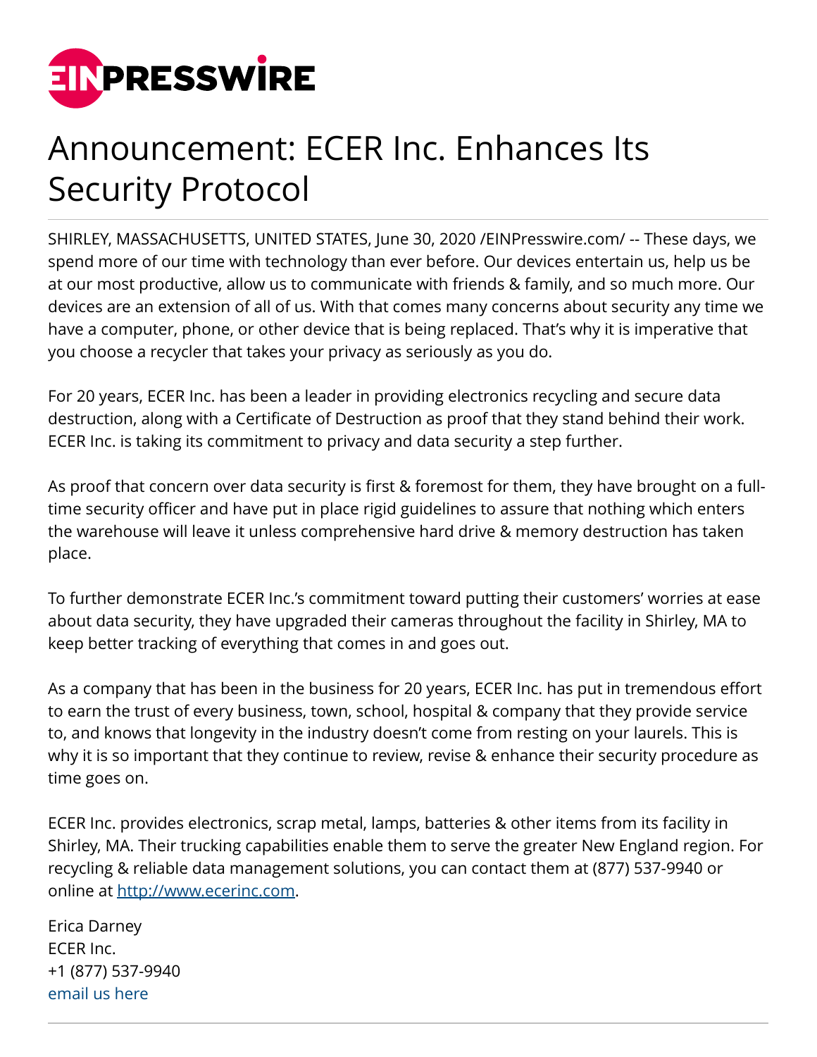# Announcement: ECER Inc. Enhances Its Security Protocol

SHIRLEY, MASSACHUSETTS, UNITED STATES, June 30, 2020 /EINPresswire.com/ -- These days, we spend more of our time with technology than ever before. Our devices entertain us, help us be at our most productive, allow us to communicate with friends & family, and so much more. Our devices are an extension of all of us. With that comes many concerns about security any time we have a computer, phone, or other device that is being replaced. That's why it is imperative that you choose a recycler that takes your privacy as seriously as you do.

For 20 years, ECER Inc. has been a leader in providing electronics recycling and secure data destruction, along with a Certificate of Destruction as proof that they stand behind their work. ECER Inc. is taking its commitment to privacy and data security a step further.

As proof that concern over data security is first & foremost for them, they have brought on a full-time security officer and have put in place rigid guidelines to assure that nothing which enters the warehouse will leave it unless comprehensive hard drive & memory destruction has taken place.

To further demonstrate ECER Inc.'s commitment toward putting their customers' worries at ease about data security, they have upgraded their cameras throughout the facility in Shirley, MA to keep better tracking of everything that comes in and goes out.

As a company that has been in the business for 20 years, ECER Inc. has put in tremendous effort to earn the trust of every business, town, school, hospital & company that they provide service to, and knows that longevity in the industry doesn't come from resting on your laurels. This is why it is so important that they continue to review, revise & enhance their security procedure as time goes on.

ECER Inc. provides electronics, scrap metal, lamps, batteries & other items from its facility in Shirley, MA. Their trucking capabilities enable them to serve the greater New England region. For recycling & reliable data management solutions, you can contact them at (877) 537-9940 or online at http://www.ecerinc.com.

Erica Darney
ECER Inc.
+1 (877) 537-9940
email us here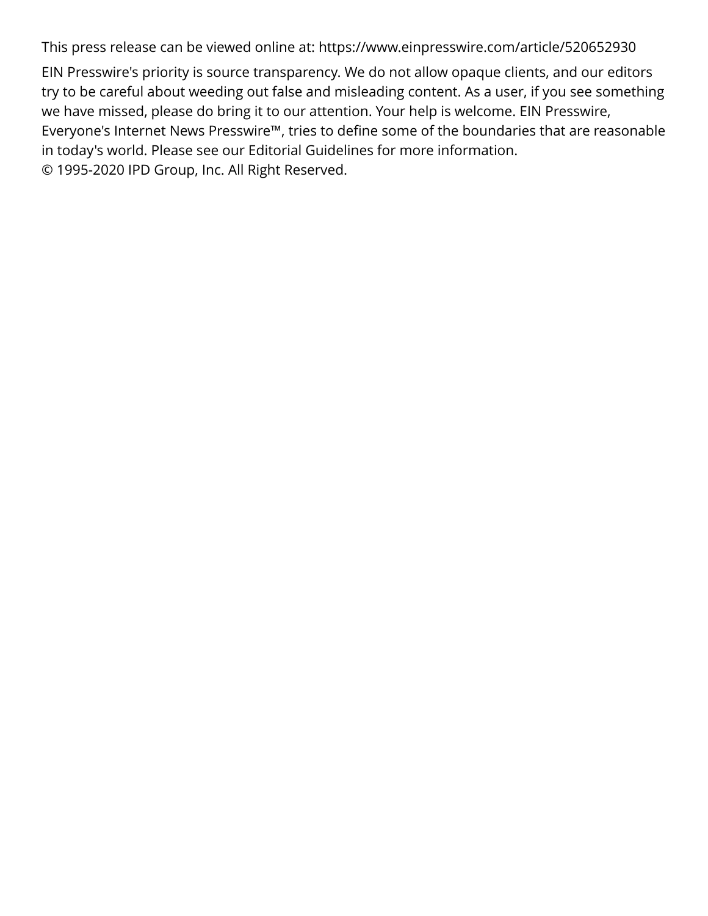This press release can be viewed online at: https://www.einpresswire.com/article/520652930

EIN Presswire's priority is source transparency. We do not allow opaque clients, and our editors try to be careful about weeding out false and misleading content. As a user, if you see something we have missed, please do bring it to our attention. Your help is welcome. EIN Presswire, Everyone's Internet News Presswire™, tries to define some of the boundaries that are reasonable in today's world. Please see our Editorial Guidelines for more information.
© 1995-2020 IPD Group, Inc. All Right Reserved.